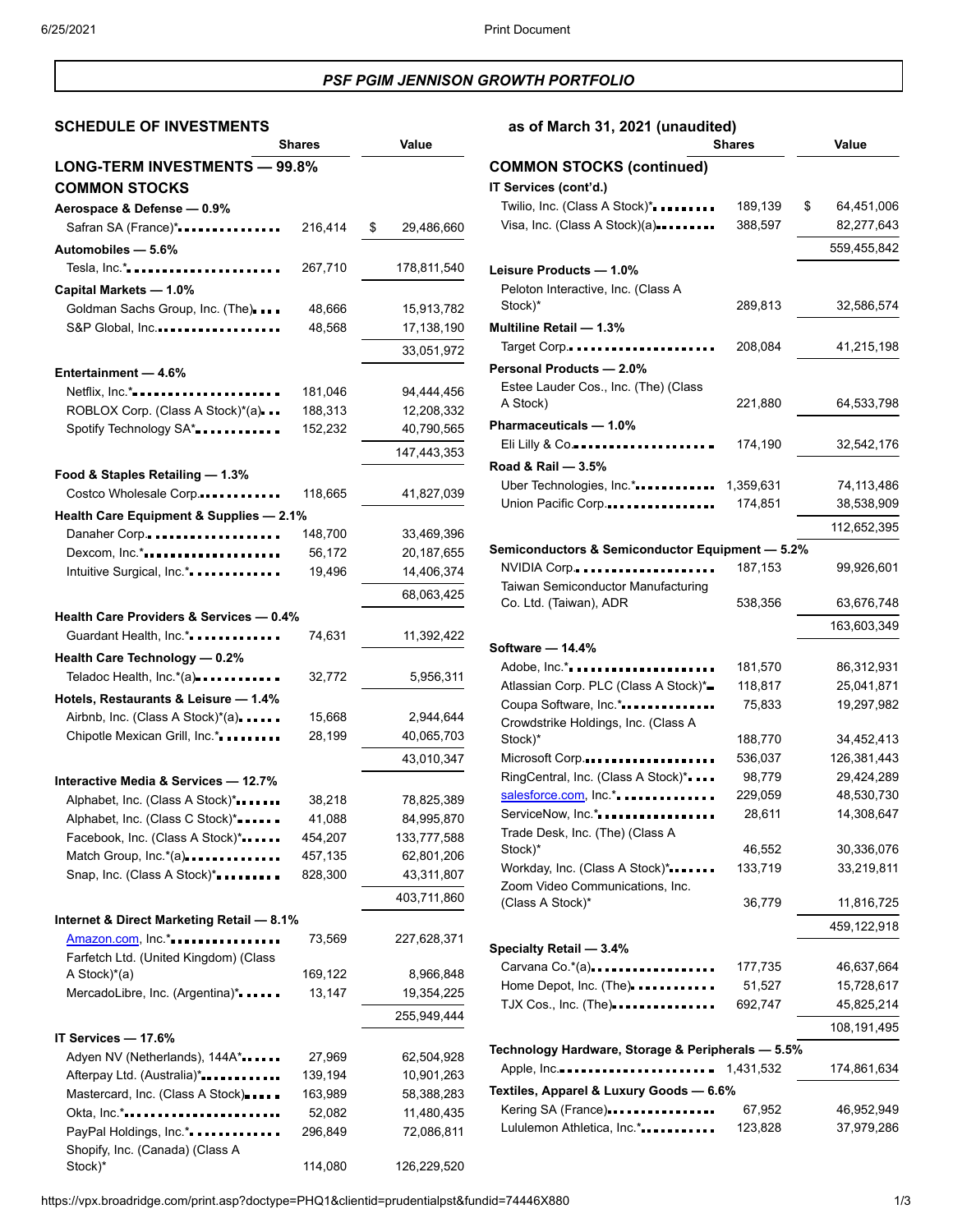## PSF PGIM JENNISON GROWTH PORTFOLIO

### SCHEDULE OF INVESTMENTS as of March 31, 2021 (unaudited)

| | Shares | Value |
|---|---|---|
| **LONG-TERM INVESTMENTS — 99.8%** | | |
| **COMMON STOCKS** | | |
| **Aerospace & Defense — 0.9%** | | |
| Safran SA (France)* | 216,414 | $ 29,486,660 |
| **Automobiles — 5.6%** | | |
| Tesla, Inc.* | 267,710 | 178,811,540 |
| **Capital Markets — 1.0%** | | |
| Goldman Sachs Group, Inc. (The) | 48,666 | 15,913,782 |
| S&P Global, Inc. | 48,568 | 17,138,190 |
| | | 33,051,972 |
| **Entertainment — 4.6%** | | |
| Netflix, Inc.* | 181,046 | 94,444,456 |
| ROBLOX Corp. (Class A Stock)*(a) | 188,313 | 12,208,332 |
| Spotify Technology SA* | 152,232 | 40,790,565 |
| | | 147,443,353 |
| **Food & Staples Retailing — 1.3%** | | |
| Costco Wholesale Corp. | 118,665 | 41,827,039 |
| **Health Care Equipment & Supplies — 2.1%** | | |
| Danaher Corp. | 148,700 | 33,469,396 |
| Dexcom, Inc.* | 56,172 | 20,187,655 |
| Intuitive Surgical, Inc.* | 19,496 | 14,406,374 |
| | | 68,063,425 |
| **Health Care Providers & Services — 0.4%** | | |
| Guardant Health, Inc.* | 74,631 | 11,392,422 |
| **Health Care Technology — 0.2%** | | |
| Teladoc Health, Inc.*(a) | 32,772 | 5,956,311 |
| **Hotels, Restaurants & Leisure — 1.4%** | | |
| Airbnb, Inc. (Class A Stock)*(a) | 15,668 | 2,944,644 |
| Chipotle Mexican Grill, Inc.* | 28,199 | 40,065,703 |
| | | 43,010,347 |
| **Interactive Media & Services — 12.7%** | | |
| Alphabet, Inc. (Class A Stock)* | 38,218 | 78,825,389 |
| Alphabet, Inc. (Class C Stock)* | 41,088 | 84,995,870 |
| Facebook, Inc. (Class A Stock)* | 454,207 | 133,777,588 |
| Match Group, Inc.*(a) | 457,135 | 62,801,206 |
| Snap, Inc. (Class A Stock)* | 828,300 | 43,311,807 |
| | | 403,711,860 |
| **Internet & Direct Marketing Retail — 8.1%** | | |
| Amazon.com, Inc.* | 73,569 | 227,628,371 |
| Farfetch Ltd. (United Kingdom) (Class A Stock)*(a) | 169,122 | 8,966,848 |
| MercadoLibre, Inc. (Argentina)* | 13,147 | 19,354,225 |
| | | 255,949,444 |
| **IT Services — 17.6%** | | |
| Adyen NV (Netherlands), 144A* | 27,969 | 62,504,928 |
| Afterpay Ltd. (Australia)* | 139,194 | 10,901,263 |
| Mastercard, Inc. (Class A Stock) | 163,989 | 58,388,283 |
| Okta, Inc.* | 52,082 | 11,480,435 |
| PayPal Holdings, Inc.* | 296,849 | 72,086,811 |
| Shopify, Inc. (Canada) (Class A Stock)* | 114,080 | 126,229,520 |
| **COMMON STOCKS (continued)** | | |
| **IT Services (cont'd.)** | | |
| Twilio, Inc. (Class A Stock)* | 189,139 | $ 64,451,006 |
| Visa, Inc. (Class A Stock)(a) | 388,597 | 82,277,643 |
| | | 559,455,842 |
| **Leisure Products — 1.0%** | | |
| Peloton Interactive, Inc. (Class A Stock)* | 289,813 | 32,586,574 |
| **Multiline Retail — 1.3%** | | |
| Target Corp. | 208,084 | 41,215,198 |
| **Personal Products — 2.0%** | | |
| Estee Lauder Cos., Inc. (The) (Class A Stock) | 221,880 | 64,533,798 |
| **Pharmaceuticals — 1.0%** | | |
| Eli Lilly & Co. | 174,190 | 32,542,176 |
| **Road & Rail — 3.5%** | | |
| Uber Technologies, Inc.* | 1,359,631 | 74,113,486 |
| Union Pacific Corp. | 174,851 | 38,538,909 |
| | | 112,652,395 |
| **Semiconductors & Semiconductor Equipment — 5.2%** | | |
| NVIDIA Corp. | 187,153 | 99,926,601 |
| Taiwan Semiconductor Manufacturing Co. Ltd. (Taiwan), ADR | 538,356 | 63,676,748 |
| | | 163,603,349 |
| **Software — 14.4%** | | |
| Adobe, Inc.* | 181,570 | 86,312,931 |
| Atlassian Corp. PLC (Class A Stock)* | 118,817 | 25,041,871 |
| Coupa Software, Inc.* | 75,833 | 19,297,982 |
| Crowdstrike Holdings, Inc. (Class A Stock)* | 188,770 | 34,452,413 |
| Microsoft Corp. | 536,037 | 126,381,443 |
| RingCentral, Inc. (Class A Stock)* | 98,779 | 29,424,289 |
| salesforce.com, Inc.* | 229,059 | 48,530,730 |
| ServiceNow, Inc.* | 28,611 | 14,308,647 |
| Trade Desk, Inc. (The) (Class A Stock)* | 46,552 | 30,336,076 |
| Workday, Inc. (Class A Stock)* | 133,719 | 33,219,811 |
| Zoom Video Communications, Inc. (Class A Stock)* | 36,779 | 11,816,725 |
| | | 459,122,918 |
| **Specialty Retail — 3.4%** | | |
| Carvana Co.*(a) | 177,735 | 46,637,664 |
| Home Depot, Inc. (The) | 51,527 | 15,728,617 |
| TJX Cos., Inc. (The) | 692,747 | 45,825,214 |
| | | 108,191,495 |
| **Technology Hardware, Storage & Peripherals — 5.5%** | | |
| Apple, Inc. | 1,431,532 | 174,861,634 |
| **Textiles, Apparel & Luxury Goods — 6.6%** | | |
| Kering SA (France) | 67,952 | 46,952,949 |
| Lululemon Athletica, Inc.* | 123,828 | 37,979,286 |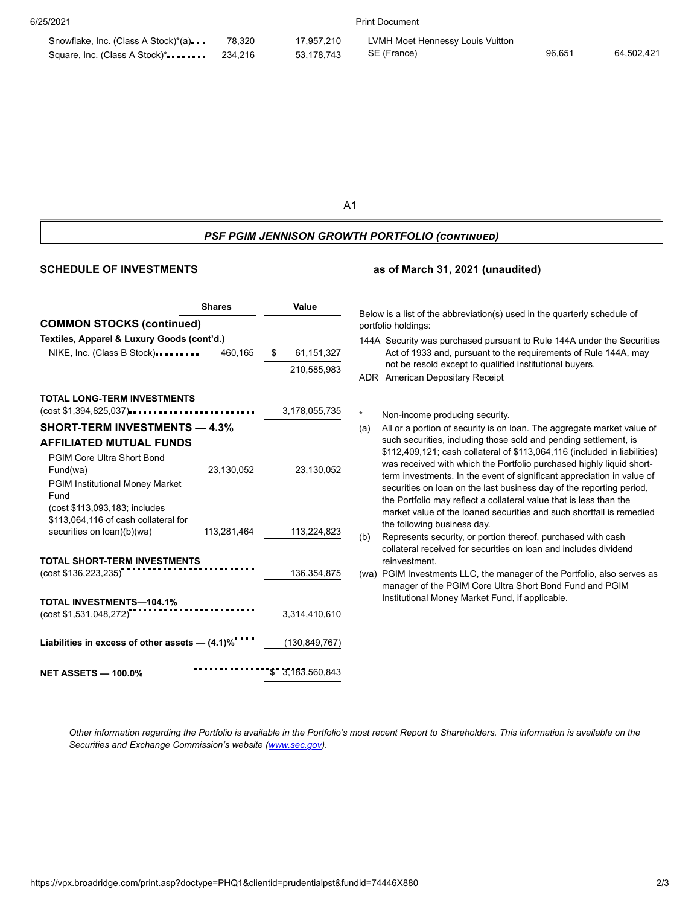| | Shares | Value |
|---|---|---|
| Snowflake, Inc. (Class A Stock)*(a) | 78,320 | 17,957,210 |
| Square, Inc. (Class A Stock)* | 234,216 | 53,178,743 |

| | Shares | Value |
|---|---|---|
| LVMH Moet Hennessy Louis Vuitton SE (France) | 96,651 | 64,502,421 |

A1

## *PSF PGIM JENNISON GROWTH PORTFOLIO (CONTINUED)*

### SCHEDULE OF INVESTMENTS as of March 31, 2021 (unaudited)

| | Shares | Value |
|---|---|---|
| **COMMON STOCKS (continued)** | | |
| **Textiles, Apparel & Luxury Goods (cont'd.)** | | |
| NIKE, Inc. (Class B Stock) | 460,165 | $ 61,151,327 |
| | | 210,585,983 |
| **TOTAL LONG-TERM INVESTMENTS** (cost $1,394,825,037) | | 3,178,055,735 |
| **SHORT-TERM INVESTMENTS — 4.3%** | | |
| **AFFILIATED MUTUAL FUNDS** | | |
| PGIM Core Ultra Short Bond Fund(wa) | 23,130,052 | 23,130,052 |
| PGIM Institutional Money Market Fund (cost $113,093,183; includes $113,064,116 of cash collateral for securities on loan)(b)(wa) | 113,281,464 | 113,224,823 |
| **TOTAL SHORT-TERM INVESTMENTS** (cost $136,223,235) | | 136,354,875 |
| **TOTAL INVESTMENTS—104.1%** (cost $1,531,048,272) | | 3,314,410,610 |
| **Liabilities in excess of other assets — (4.1)%** | | (130,849,767) |
| **NET ASSETS — 100.0%** | | $ 3,183,560,843 |

Below is a list of the abbreviation(s) used in the quarterly schedule of portfolio holdings:

144A Security was purchased pursuant to Rule 144A under the Securities Act of 1933 and, pursuant to the requirements of Rule 144A, may not be resold except to qualified institutional buyers.

ADR American Depositary Receipt

\* Non-income producing security.

(a) All or a portion of security is on loan. The aggregate market value of such securities, including those sold and pending settlement, is $112,409,121; cash collateral of $113,064,116 (included in liabilities) was received with which the Portfolio purchased highly liquid short-term investments. In the event of significant appreciation in value of securities on loan on the last business day of the reporting period, the Portfolio may reflect a collateral value that is less than the market value of the loaned securities and such shortfall is remedied the following business day.

(b) Represents security, or portion thereof, purchased with cash collateral received for securities on loan and includes dividend reinvestment.

(wa) PGIM Investments LLC, the manager of the Portfolio, also serves as manager of the PGIM Core Ultra Short Bond Fund and PGIM Institutional Money Market Fund, if applicable.

*Other information regarding the Portfolio is available in the Portfolio's most recent Report to Shareholders. This information is available on the Securities and Exchange Commission's website (www.sec.gov).*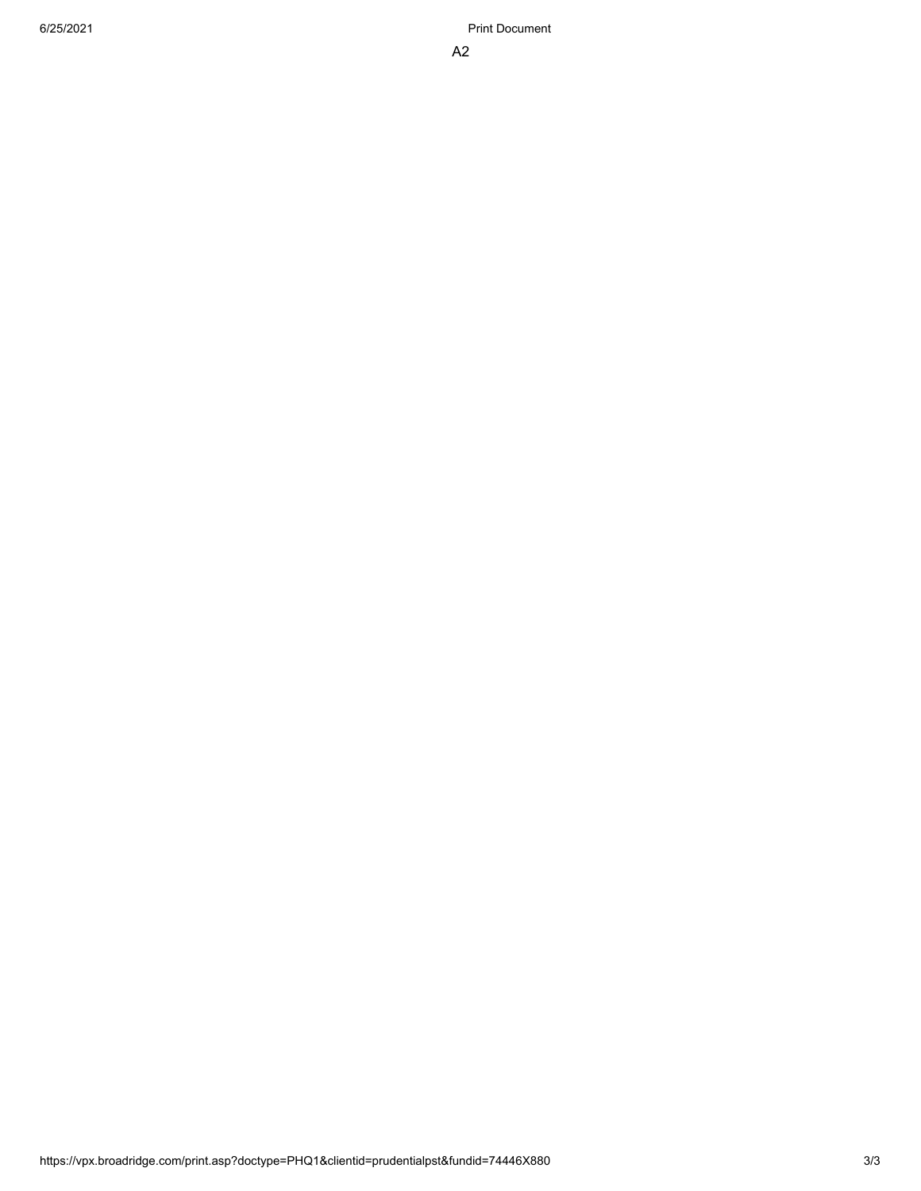A2